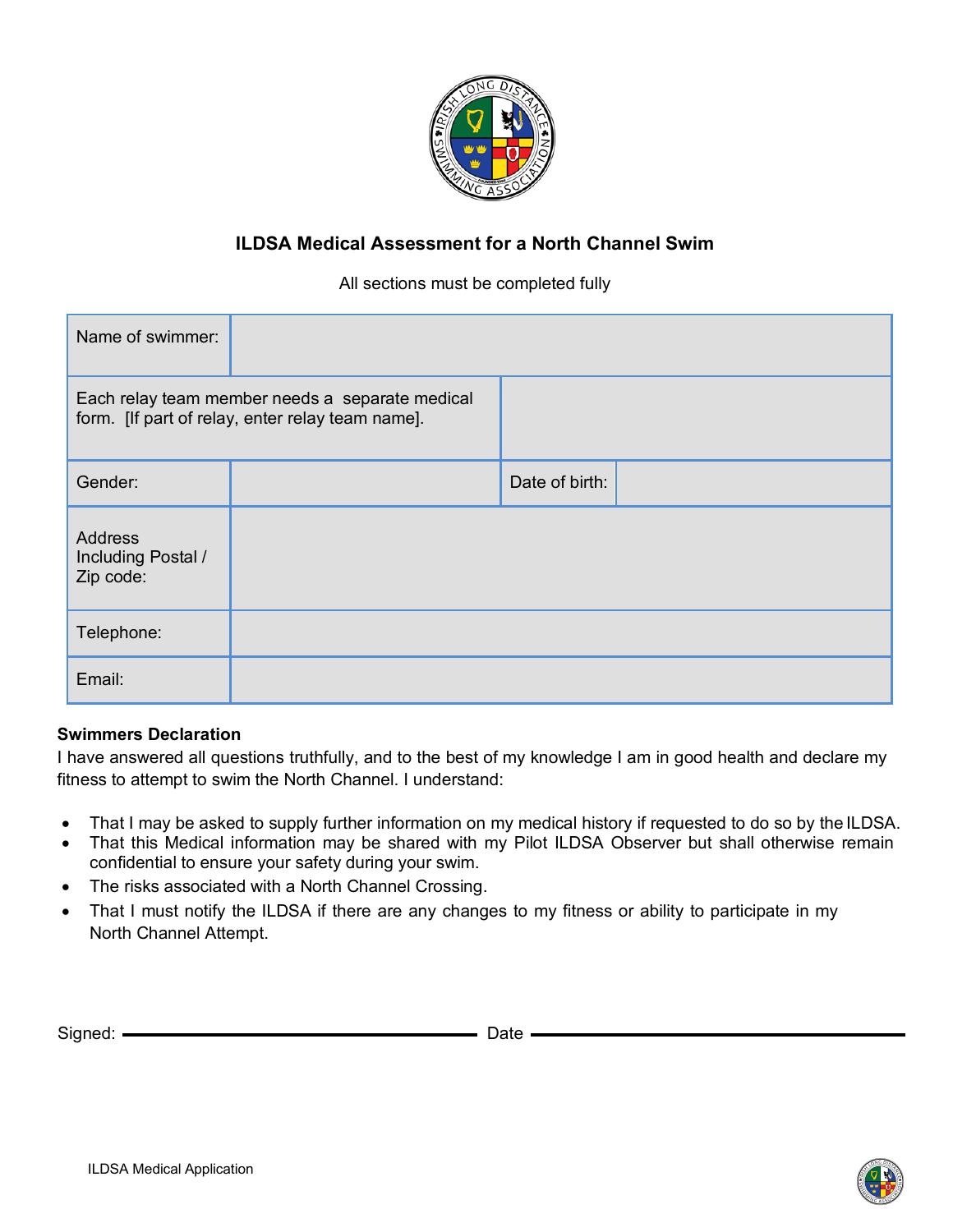# ILDSA Medical Assessment for a North Channel Swim

All sections must be completed fully

| Name of swimmer: | | | |
|---|---|---|---|
| Each relay team member needs a separate medical form. [If part of relay, enter relay team name]. | | | |
| Gender: | | Date of birth: | |
| Address Including Postal / Zip code: | | | |
| Telephone: | | | |
| Email: | | | |

**Swimmers Declaration**

I have answered all questions truthfully, and to the best of my knowledge I am in good health and declare my fitness to attempt to swim the North Channel. I understand:

- That I may be asked to supply further information on my medical history if requested to do so by the ILDSA.
- That this Medical information may be shared with my Pilot ILDSA Observer but shall otherwise remain confidential to ensure your safety during your swim.
- The risks associated with a North Channel Crossing.
- That I must notify the ILDSA if there are any changes to my fitness or ability to participate in my North Channel Attempt.

Signed: ______________________________ Date ______________________________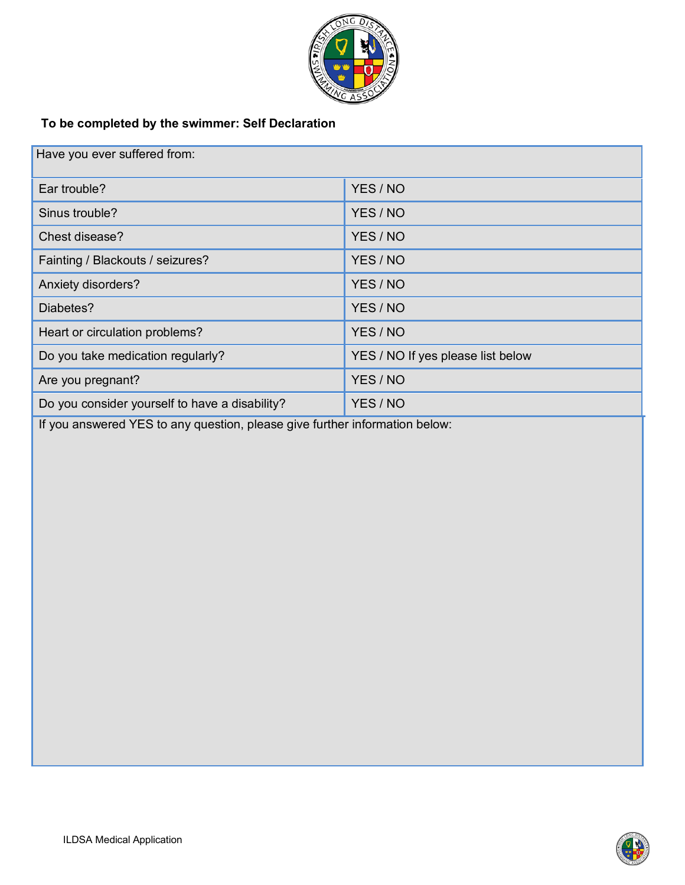**To be completed by the swimmer: Self Declaration**

| Have you ever suffered from: | |
|---|---|
| Ear trouble? | YES / NO |
| Sinus trouble? | YES / NO |
| Chest disease? | YES / NO |
| Fainting / Blackouts / seizures? | YES / NO |
| Anxiety disorders? | YES / NO |
| Diabetes? | YES / NO |
| Heart or circulation problems? | YES / NO |
| Do you take medication regularly? | YES / NO If yes please list below |
| Are you pregnant? | YES / NO |
| Do you consider yourself to have a disability? | YES / NO |

If you answered YES to any question, please give further information below:

ILDSA Medical Application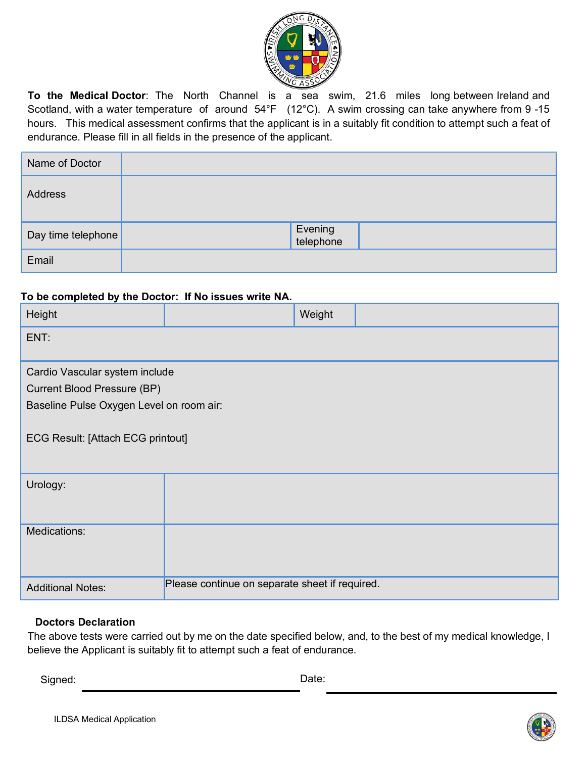**To the Medical Doctor**: The North Channel is a sea swim, 21.6 miles long between Ireland and Scotland, with a water temperature of around 54°F (12°C). A swim crossing can take anywhere from 9 -15 hours. This medical assessment confirms that the applicant is in a suitably fit condition to attempt such a feat of endurance. Please fill in all fields in the presence of the applicant.

| Name of Doctor | | | |
|---|---|---|---|
| Address | | | |
| Day time telephone | | Evening telephone | |
| Email | | | |

**To be completed by the Doctor: If No issues write NA.**

| Height | | Weight | |
|---|---|---|---|
| ENT: | | | |
| Cardio Vascular system include<br>Current Blood Pressure (BP)<br>Baseline Pulse Oxygen Level on room air:<br><br>ECG Result: [Attach ECG printout] | | | |
| Urology: | | | |
| Medications: | | | |
| Additional Notes: | Please continue on separate sheet if required. | | |

**Doctors Declaration**

The above tests were carried out by me on the date specified below, and, to the best of my medical knowledge, I believe the Applicant is suitably fit to attempt such a feat of endurance.

Signed: ______________________________ Date: ______________________________

ILDSA Medical Application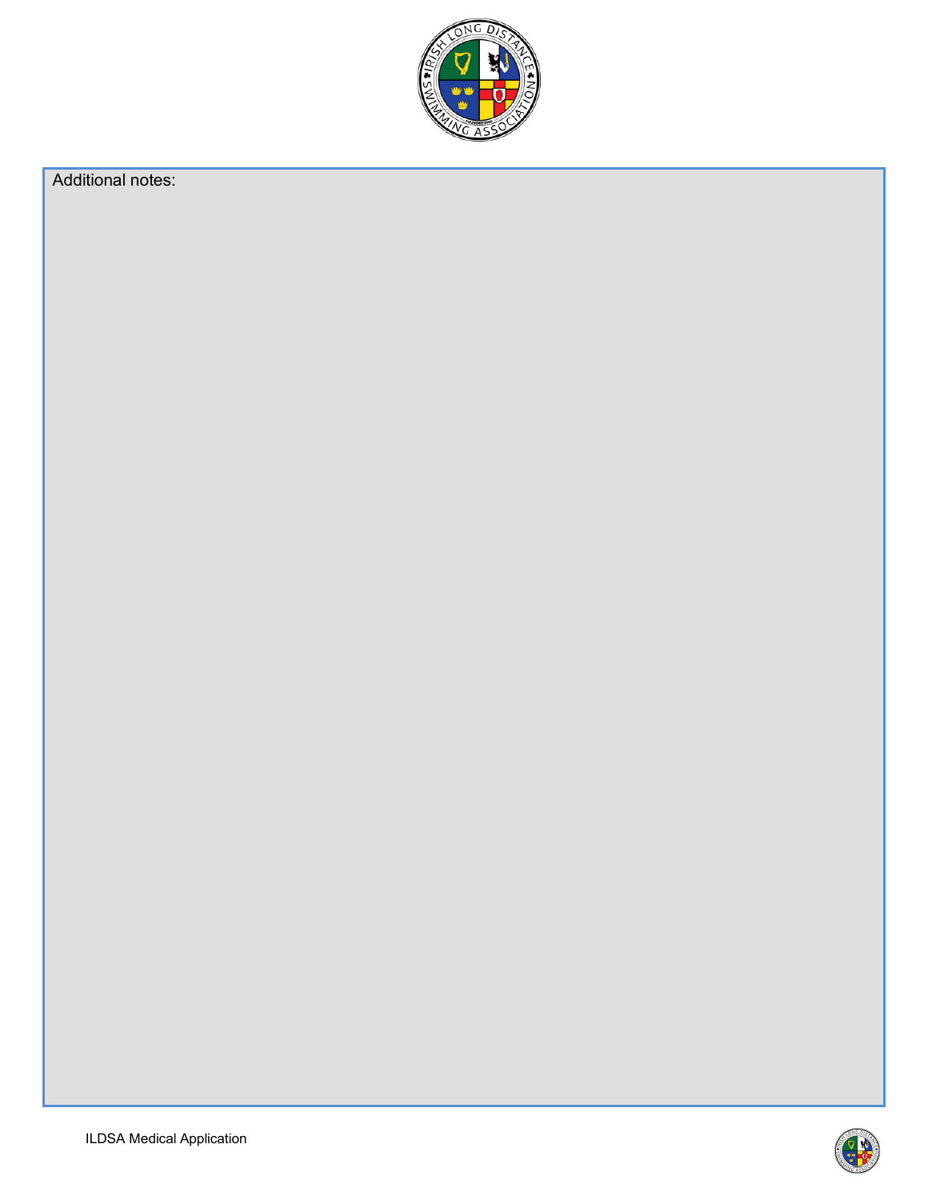Additional notes: